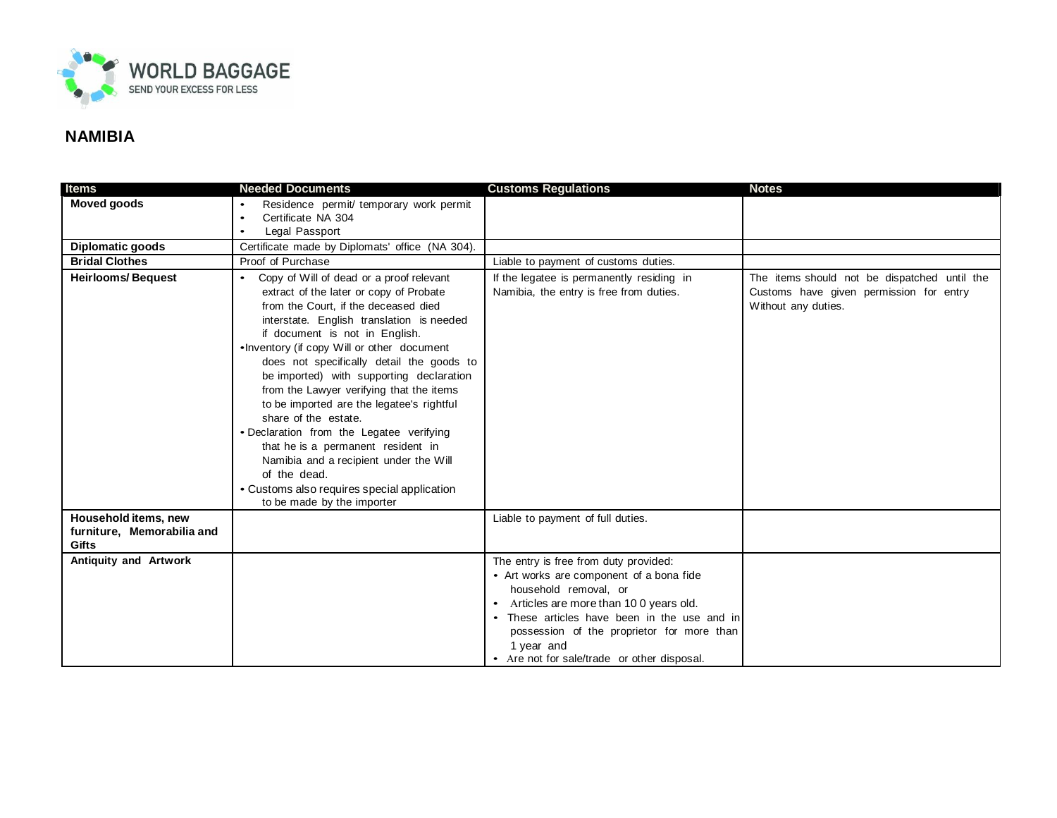WORLD BAGGAGE
SEND YOUR EXCESS FOR LESS

## NAMIBIA

| Items | Needed Documents | Customs Regulations | Notes |
|---|---|---|---|
| **Moved goods** | • Residence permit/ temporary work permit<br>• Certificate NA 304<br>• Legal Passport | | |
| **Diplomatic goods** | Certificate made by Diplomats' office (NA 304). | | |
| **Bridal Clothes** | Proof of Purchase | Liable to payment of customs duties. | |
| **Heirlooms/ Bequest** | • Copy of Will of dead or a proof relevant extract of the later or copy of Probate from the Court, if the deceased died interstate. English translation is needed if document is not in English.<br>• Inventory (if copy Will or other document does not specifically detail the goods to be imported) with supporting declaration from the Lawyer verifying that the items to be imported are the legatee's rightful share of the estate.<br>• Declaration from the Legatee verifying that he is a permanent resident in Namibia and a recipient under the Will of the dead.<br>• Customs also requires special application to be made by the importer | If the legatee is permanently residing in Namibia, the entry is free from duties. | The items should not be dispatched until the Customs have given permission for entry Without any duties. |
| **Household items, new furniture, Memorabilia and Gifts** | | Liable to payment of full duties. | |
| **Antiquity and Artwork** | | The entry is free from duty provided:<br>• Art works are component of a bona fide household removal, or<br>• Articles are more than 10 0 years old.<br>• These articles have been in the use and in possession of the proprietor for more than 1 year and<br>• Are not for sale/trade or other disposal. | |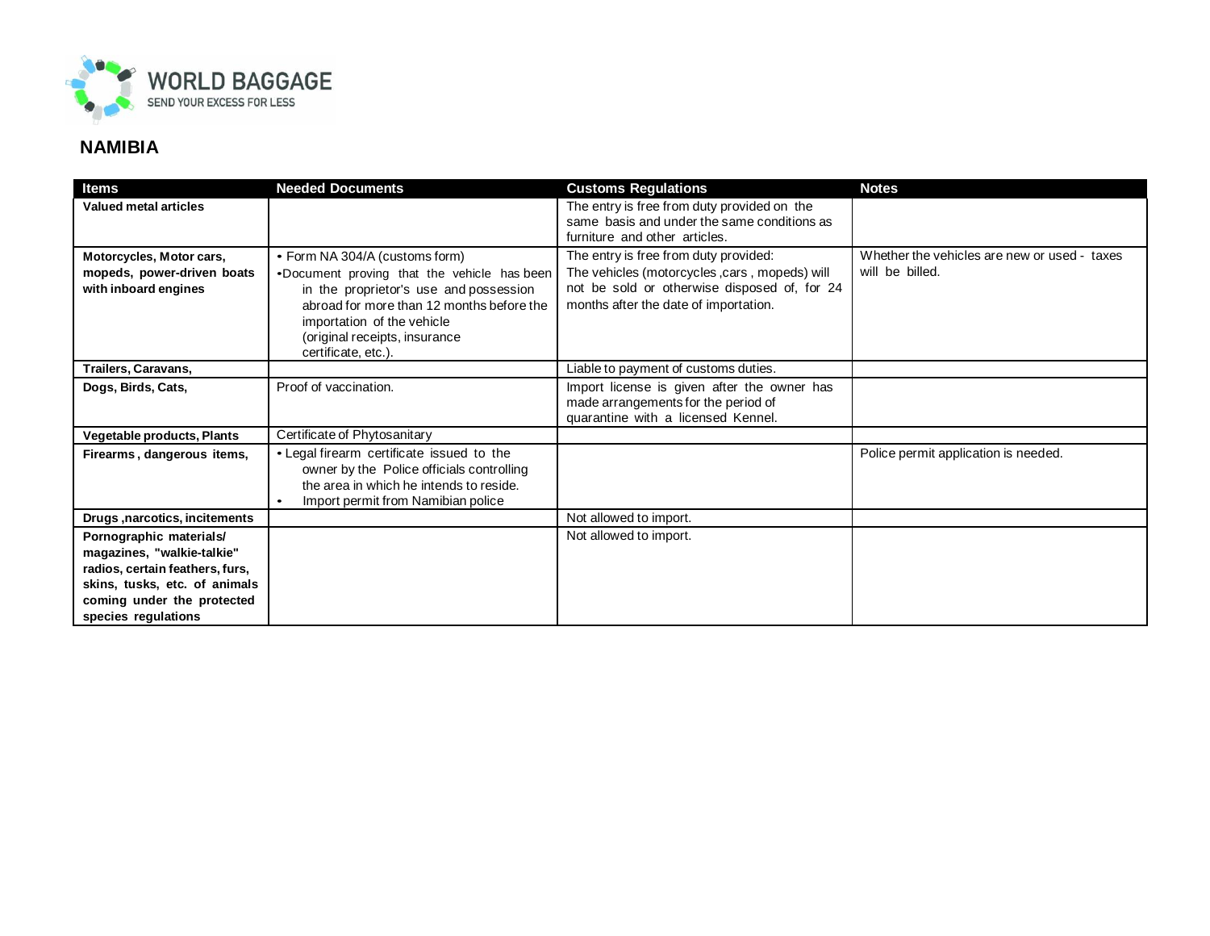## NAMIBIA

| Items | Needed Documents | Customs Regulations | Notes |
|---|---|---|---|
| **Valued metal articles** | | The entry is free from duty provided on the same basis and under the same conditions as furniture and other articles. | |
| **Motorcycles, Motor cars, mopeds, power-driven boats with inboard engines** | • Form NA 304/A (customs form)<br>•Document proving that the vehicle has been in the proprietor's use and possession abroad for more than 12 months before the importation of the vehicle (original receipts, insurance certificate, etc.). | The entry is free from duty provided:<br>The vehicles (motorcycles ,cars , mopeds) will not be sold or otherwise disposed of, for 24 months after the date of importation. | Whether the vehicles are new or used - taxes will be billed. |
| **Trailers, Caravans,** | | Liable to payment of customs duties. | |
| **Dogs, Birds, Cats,** | Proof of vaccination. | Import license is given after the owner has made arrangements for the period of quarantine with a licensed Kennel. | |
| **Vegetable products, Plants** | Certificate of Phytosanitary | | |
| **Firearms , dangerous items,** | • Legal firearm certificate issued to the owner by the Police officials controlling the area in which he intends to reside.<br>• Import permit from Namibian police | | Police permit application is needed. |
| **Drugs ,narcotics, incitements** | | Not allowed to import. | |
| **Pornographic materials/ magazines, "walkie-talkie" radios, certain feathers, furs, skins, tusks, etc. of animals coming under the protected species regulations** | | Not allowed to import. | |